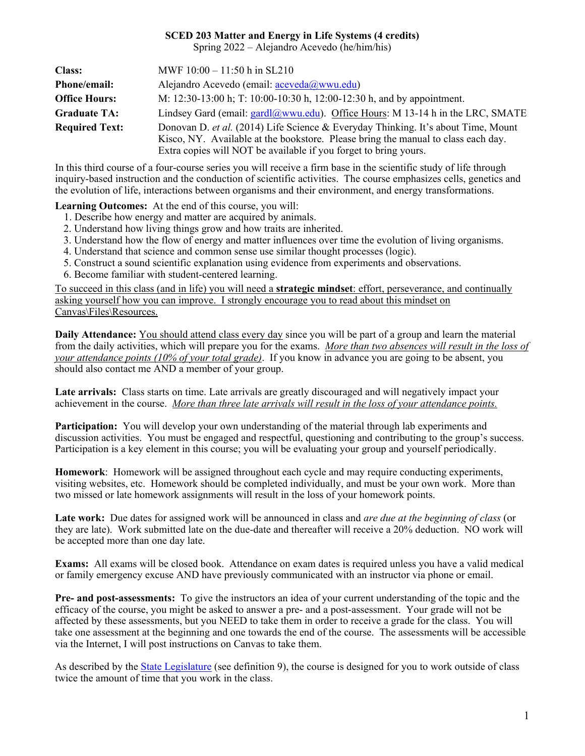**SCED 203 Matter and Energy in Life Systems (4 credits)**

Spring 2022 – Alejandro Acevedo (he/him/his)

| | |
|---|---|
| **Class:** | MWF 10:00 – 11:50 h in SL210 |
| **Phone/email:** | Alejandro Acevedo (email: aceveda@wwu.edu) |
| **Office Hours:** | M: 12:30-13:00 h; T: 10:00-10:30 h, 12:00-12:30 h, and by appointment. |
| **Graduate TA:** | Lindsey Gard (email: gardl@wwu.edu). Office Hours: M 13-14 h in the LRC, SMATE |
| **Required Text:** | Donovan D. *et al.* (2014) Life Science & Everyday Thinking. It's about Time, Mount Kisco, NY. Available at the bookstore. Please bring the manual to class each day. Extra copies will NOT be available if you forget to bring yours. |

In this third course of a four-course series you will receive a firm base in the scientific study of life through inquiry-based instruction and the conduction of scientific activities. The course emphasizes cells, genetics and the evolution of life, interactions between organisms and their environment, and energy transformations.

**Learning Outcomes:** At the end of this course, you will:

1. Describe how energy and matter are acquired by animals.
2. Understand how living things grow and how traits are inherited.
3. Understand how the flow of energy and matter influences over time the evolution of living organisms.
4. Understand that science and common sense use similar thought processes (logic).
5. Construct a sound scientific explanation using evidence from experiments and observations.
6. Become familiar with student-centered learning.

To succeed in this class (and in life) you will need a **strategic mindset**: effort, perseverance, and continually asking yourself how you can improve. I strongly encourage you to read about this mindset on Canvas\Files\Resources.

**Daily Attendance:** You should attend class every day since you will be part of a group and learn the material from the daily activities, which will prepare you for the exams. *More than two absences will result in the loss of your attendance points (10% of your total grade)*. If you know in advance you are going to be absent, you should also contact me AND a member of your group.

**Late arrivals:** Class starts on time. Late arrivals are greatly discouraged and will negatively impact your achievement in the course. *More than three late arrivals will result in the loss of your attendance points.*

**Participation:** You will develop your own understanding of the material through lab experiments and discussion activities. You must be engaged and respectful, questioning and contributing to the group's success. Participation is a key element in this course; you will be evaluating your group and yourself periodically.

**Homework**: Homework will be assigned throughout each cycle and may require conducting experiments, visiting websites, etc. Homework should be completed individually, and must be your own work. More than two missed or late homework assignments will result in the loss of your homework points.

**Late work:** Due dates for assigned work will be announced in class and *are due at the beginning of class* (or they are late). Work submitted late on the due-date and thereafter will receive a 20% deduction. NO work will be accepted more than one day late.

**Exams:** All exams will be closed book. Attendance on exam dates is required unless you have a valid medical or family emergency excuse AND have previously communicated with an instructor via phone or email.

**Pre- and post-assessments:** To give the instructors an idea of your current understanding of the topic and the efficacy of the course, you might be asked to answer a pre- and a post-assessment. Your grade will not be affected by these assessments, but you NEED to take them in order to receive a grade for the class. You will take one assessment at the beginning and one towards the end of the course. The assessments will be accessible via the Internet, I will post instructions on Canvas to take them.

As described by the State Legislature (see definition 9), the course is designed for you to work outside of class twice the amount of time that you work in the class.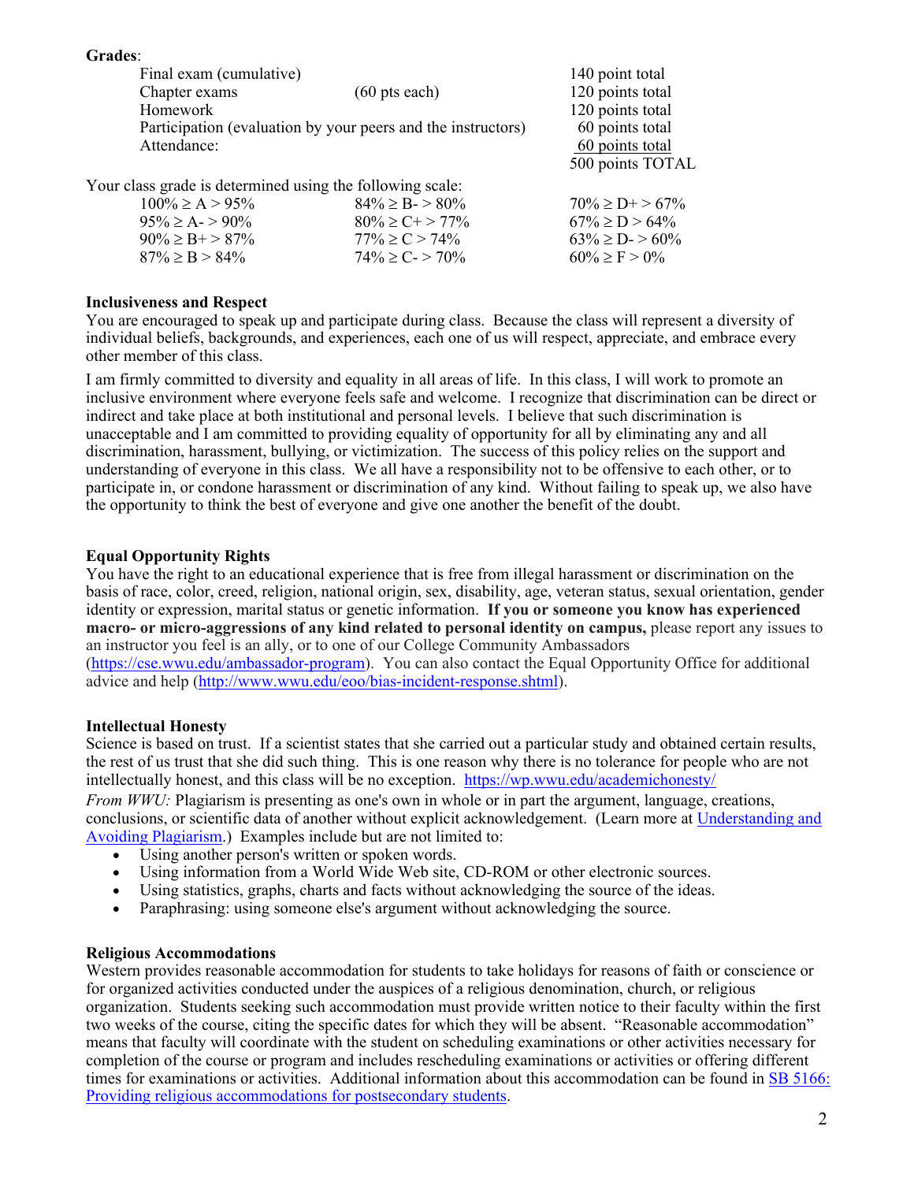**Grades**:

| | | |
|---|---|---|
| Final exam (cumulative) | | 140 point total |
| Chapter exams | (60 pts each) | 120 points total |
| Homework | | 120 points total |
| Participation (evaluation by your peers and the instructors) | | 60 points total |
| Attendance: | | 60 points total |
| | | 500 points TOTAL |

Your class grade is determined using the following scale:

| | | |
|---|---|---|
| 100% ≥ A > 95% | 84% ≥ B- > 80% | 70% ≥ D+ > 67% |
| 95% ≥ A- > 90% | 80% ≥ C+ > 77% | 67% ≥ D > 64% |
| 90% ≥ B+ > 87% | 77% ≥ C > 74% | 63% ≥ D- > 60% |
| 87% ≥ B > 84% | 74% ≥ C- > 70% | 60% ≥ F > 0% |

**Inclusiveness and Respect**

You are encouraged to speak up and participate during class. Because the class will represent a diversity of individual beliefs, backgrounds, and experiences, each one of us will respect, appreciate, and embrace every other member of this class.

I am firmly committed to diversity and equality in all areas of life. In this class, I will work to promote an inclusive environment where everyone feels safe and welcome. I recognize that discrimination can be direct or indirect and take place at both institutional and personal levels. I believe that such discrimination is unacceptable and I am committed to providing equality of opportunity for all by eliminating any and all discrimination, harassment, bullying, or victimization. The success of this policy relies on the support and understanding of everyone in this class. We all have a responsibility not to be offensive to each other, or to participate in, or condone harassment or discrimination of any kind. Without failing to speak up, we also have the opportunity to think the best of everyone and give one another the benefit of the doubt.

**Equal Opportunity Rights**

You have the right to an educational experience that is free from illegal harassment or discrimination on the basis of race, color, creed, religion, national origin, sex, disability, age, veteran status, sexual orientation, gender identity or expression, marital status or genetic information. **If you or someone you know has experienced macro- or micro-aggressions of any kind related to personal identity on campus,** please report any issues to an instructor you feel is an ally, or to one of our College Community Ambassadors (https://cse.wwu.edu/ambassador-program). You can also contact the Equal Opportunity Office for additional advice and help (http://www.wwu.edu/eoo/bias-incident-response.shtml).

**Intellectual Honesty**

Science is based on trust. If a scientist states that she carried out a particular study and obtained certain results, the rest of us trust that she did such thing. This is one reason why there is no tolerance for people who are not intellectually honest, and this class will be no exception. https://wp.wwu.edu/academichonesty/

*From WWU:* Plagiarism is presenting as one's own in whole or in part the argument, language, creations, conclusions, or scientific data of another without explicit acknowledgement. (Learn more at Understanding and Avoiding Plagiarism.) Examples include but are not limited to:

- Using another person's written or spoken words.
- Using information from a World Wide Web site, CD-ROM or other electronic sources.
- Using statistics, graphs, charts and facts without acknowledging the source of the ideas.
- Paraphrasing: using someone else's argument without acknowledging the source.

**Religious Accommodations**

Western provides reasonable accommodation for students to take holidays for reasons of faith or conscience or for organized activities conducted under the auspices of a religious denomination, church, or religious organization. Students seeking such accommodation must provide written notice to their faculty within the first two weeks of the course, citing the specific dates for which they will be absent. "Reasonable accommodation" means that faculty will coordinate with the student on scheduling examinations or other activities necessary for completion of the course or program and includes rescheduling examinations or activities or offering different times for examinations or activities. Additional information about this accommodation can be found in SB 5166: Providing religious accommodations for postsecondary students.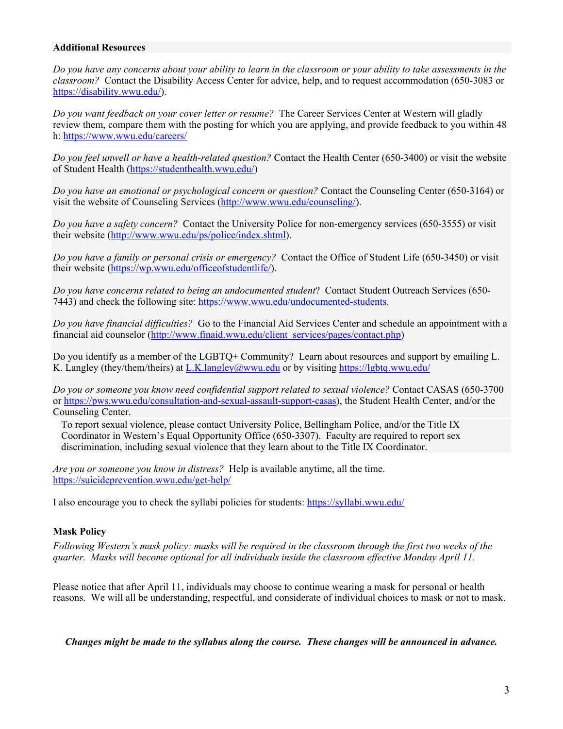**Additional Resources**

*Do you have any concerns about your ability to learn in the classroom or your ability to take assessments in the classroom?* Contact the Disability Access Center for advice, help, and to request accommodation (650-3083 or https://disability.wwu.edu/).

*Do you want feedback on your cover letter or resume?* The Career Services Center at Western will gladly review them, compare them with the posting for which you are applying, and provide feedback to you within 48 h: https://www.wwu.edu/careers/

*Do you feel unwell or have a health-related question?* Contact the Health Center (650-3400) or visit the website of Student Health (https://studenthealth.wwu.edu/)

*Do you have an emotional or psychological concern or question?* Contact the Counseling Center (650-3164) or visit the website of Counseling Services (http://www.wwu.edu/counseling/).

*Do you have a safety concern?* Contact the University Police for non-emergency services (650-3555) or visit their website (http://www.wwu.edu/ps/police/index.shtml).

*Do you have a family or personal crisis or emergency?* Contact the Office of Student Life (650-3450) or visit their website (https://wp.wwu.edu/officeofstudentlife/).

*Do you have concerns related to being an undocumented student*? Contact Student Outreach Services (650-7443) and check the following site: https://www.wwu.edu/undocumented-students.

*Do you have financial difficulties?* Go to the Financial Aid Services Center and schedule an appointment with a financial aid counselor (http://www.finaid.wwu.edu/client_services/pages/contact.php)

Do you identify as a member of the LGBTQ+ Community? Learn about resources and support by emailing L. K. Langley (they/them/theirs) at L.K.langley@wwu.edu or by visiting https://lgbtq.wwu.edu/

*Do you or someone you know need confidential support related to sexual violence?* Contact CASAS (650-3700 or https://pws.wwu.edu/consultation-and-sexual-assault-support-casas), the Student Health Center, and/or the Counseling Center.

To report sexual violence, please contact University Police, Bellingham Police, and/or the Title IX Coordinator in Western's Equal Opportunity Office (650-3307). Faculty are required to report sex discrimination, including sexual violence that they learn about to the Title IX Coordinator.

*Are you or someone you know in distress?* Help is available anytime, all the time. https://suicideprevention.wwu.edu/get-help/

I also encourage you to check the syllabi policies for students: https://syllabi.wwu.edu/

**Mask Policy**

*Following Western's mask policy: masks will be required in the classroom through the first two weeks of the quarter. Masks will become optional for all individuals inside the classroom effective Monday April 11.*

Please notice that after April 11, individuals may choose to continue wearing a mask for personal or health reasons. We will all be understanding, respectful, and considerate of individual choices to mask or not to mask.

***Changes might be made to the syllabus along the course. These changes will be announced in advance.***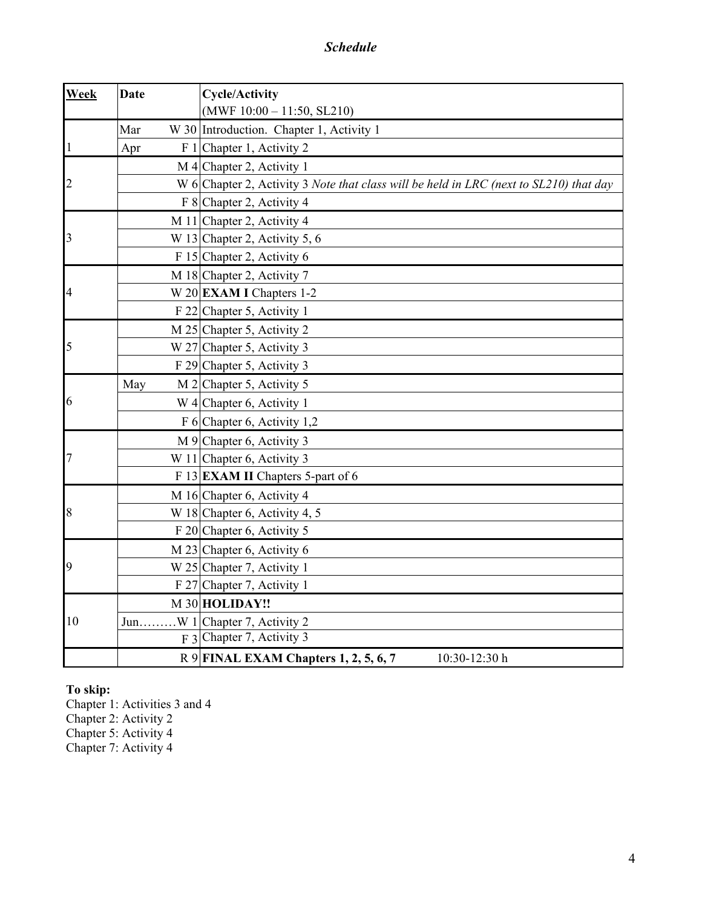### *Schedule*

| **Week** | **Date** | **Cycle/Activity** (MWF 10:00 – 11:50, SL210) |
|---|---|---|
| 1 | Mar W 30 | Introduction. Chapter 1, Activity 1 |
| | Apr F 1 | Chapter 1, Activity 2 |
| 2 | M 4 | Chapter 2, Activity 1 |
| | W 6 | Chapter 2, Activity 3 *Note that class will be held in LRC (next to SL210) that day* |
| | F 8 | Chapter 2, Activity 4 |
| 3 | M 11 | Chapter 2, Activity 4 |
| | W 13 | Chapter 2, Activity 5, 6 |
| | F 15 | Chapter 2, Activity 6 |
| 4 | M 18 | Chapter 2, Activity 7 |
| | W 20 | **EXAM I** Chapters 1-2 |
| | F 22 | Chapter 5, Activity 1 |
| 5 | M 25 | Chapter 5, Activity 2 |
| | W 27 | Chapter 5, Activity 3 |
| | F 29 | Chapter 5, Activity 3 |
| 6 | May M 2 | Chapter 5, Activity 5 |
| | W 4 | Chapter 6, Activity 1 |
| | F 6 | Chapter 6, Activity 1,2 |
| 7 | M 9 | Chapter 6, Activity 3 |
| | W 11 | Chapter 6, Activity 3 |
| | F 13 | **EXAM II** Chapters 5-part of 6 |
| 8 | M 16 | Chapter 6, Activity 4 |
| | W 18 | Chapter 6, Activity 4, 5 |
| | F 20 | Chapter 6, Activity 5 |
| 9 | M 23 | Chapter 6, Activity 6 |
| | W 25 | Chapter 7, Activity 1 |
| | F 27 | Chapter 7, Activity 1 |
| 10 | M 30 | **HOLIDAY!!** |
| | Jun………W 1 | Chapter 7, Activity 2 |
| | F 3 | Chapter 7, Activity 3 |
| | R 9 | **FINAL EXAM Chapters 1, 2, 5, 6, 7** 10:30-12:30 h |

**To skip:**

Chapter 1: Activities 3 and 4
Chapter 2: Activity 2
Chapter 5: Activity 4
Chapter 7: Activity 4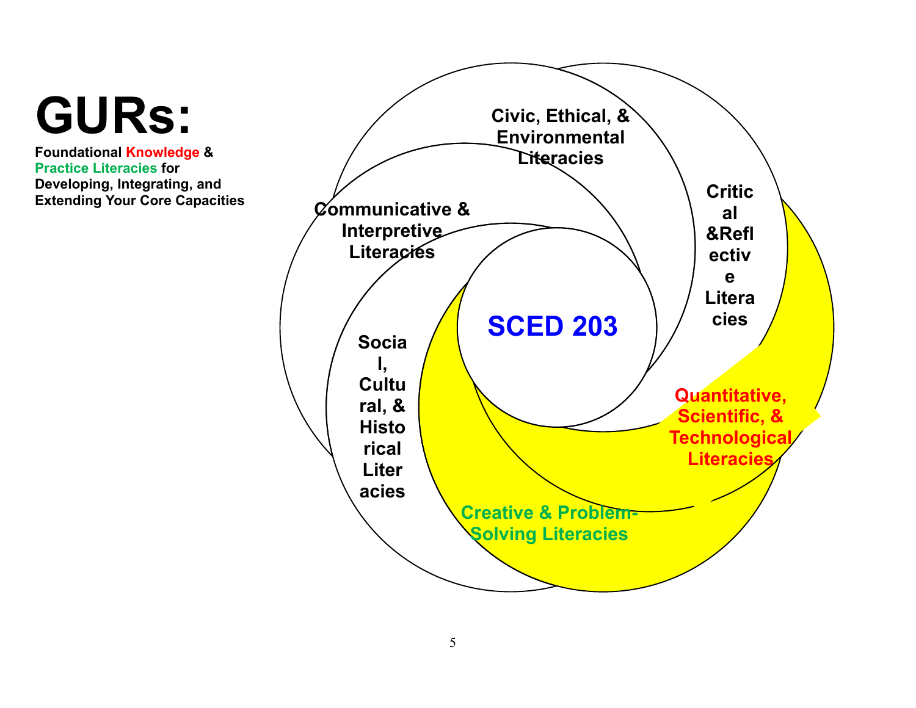# GURs:

**Foundational Knowledge & Practice Literacies for Developing, Integrating, and Extending Your Core Capacities**

Civic, Ethical, & Environmental Literacies

Communicative & Interpretive Literacies

Critical &Reflective Literacies

SCED 203

Social, Cultural, & Historical Literacies

Quantitative, Scientific, & Technological Literacies

Creative & Problem-Solving Literacies